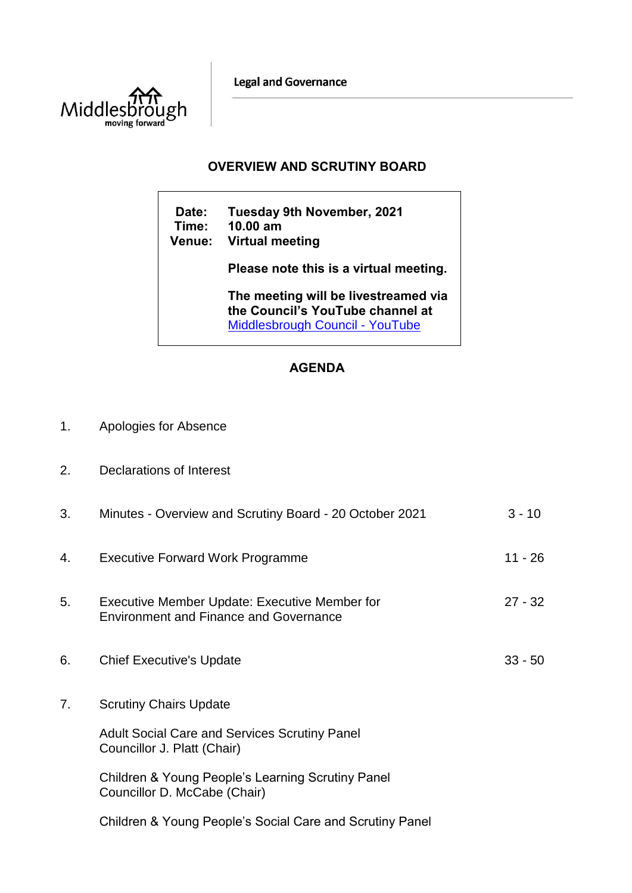Middlesbrough
moving forward

**Legal and Governance**

## OVERVIEW AND SCRUTINY BOARD

**Date:** Tuesday 9th November, 2021
**Time:** 10.00 am
**Venue:** Virtual meeting

**Please note this is a virtual meeting.**

**The meeting will be livestreamed via the Council's YouTube channel at** [Middlesbrough Council - YouTube]

## AGENDA

| | | |
|---|---|---|
| 1. | Apologies for Absence | |
| 2. | Declarations of Interest | |
| 3. | Minutes - Overview and Scrutiny Board - 20 October 2021 | 3 - 10 |
| 4. | Executive Forward Work Programme | 11 - 26 |
| 5. | Executive Member Update: Executive Member for Environment and Finance and Governance | 27 - 32 |
| 6. | Chief Executive's Update | 33 - 50 |
| 7. | Scrutiny Chairs Update | |

Adult Social Care and Services Scrutiny Panel
Councillor J. Platt (Chair)

Children & Young People's Learning Scrutiny Panel
Councillor D. McCabe (Chair)

Children & Young People's Social Care and Scrutiny Panel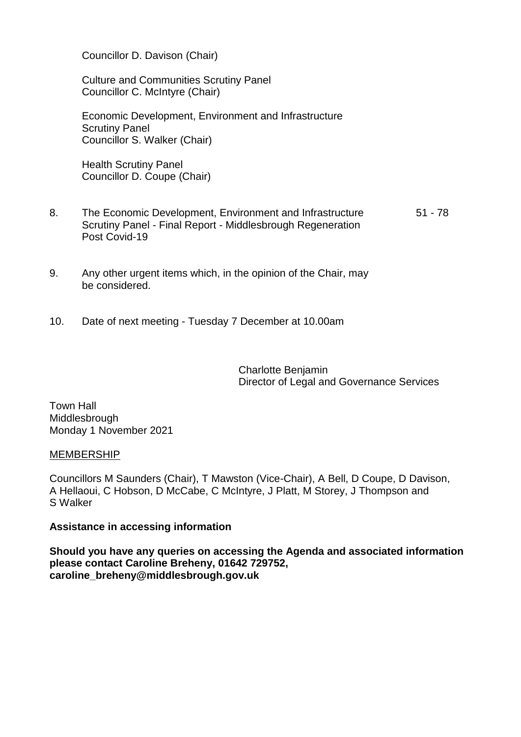Councillor D. Davison (Chair)

Culture and Communities Scrutiny Panel
Councillor C. McIntyre (Chair)

Economic Development, Environment and Infrastructure Scrutiny Panel
Councillor S. Walker (Chair)

Health Scrutiny Panel
Councillor D. Coupe (Chair)

8. The Economic Development, Environment and Infrastructure Scrutiny Panel - Final Report - Middlesbrough Regeneration Post Covid-19 — 51 - 78

9. Any other urgent items which, in the opinion of the Chair, may be considered.

10. Date of next meeting - Tuesday 7 December at 10.00am

Charlotte Benjamin
Director of Legal and Governance Services

Town Hall
Middlesbrough
Monday 1 November 2021

MEMBERSHIP

Councillors M Saunders (Chair), T Mawston (Vice-Chair), A Bell, D Coupe, D Davison, A Hellaoui, C Hobson, D McCabe, C McIntyre, J Platt, M Storey, J Thompson and S Walker

**Assistance in accessing information**

**Should you have any queries on accessing the Agenda and associated information please contact Caroline Breheny, 01642 729752, caroline_breheny@middlesbrough.gov.uk**